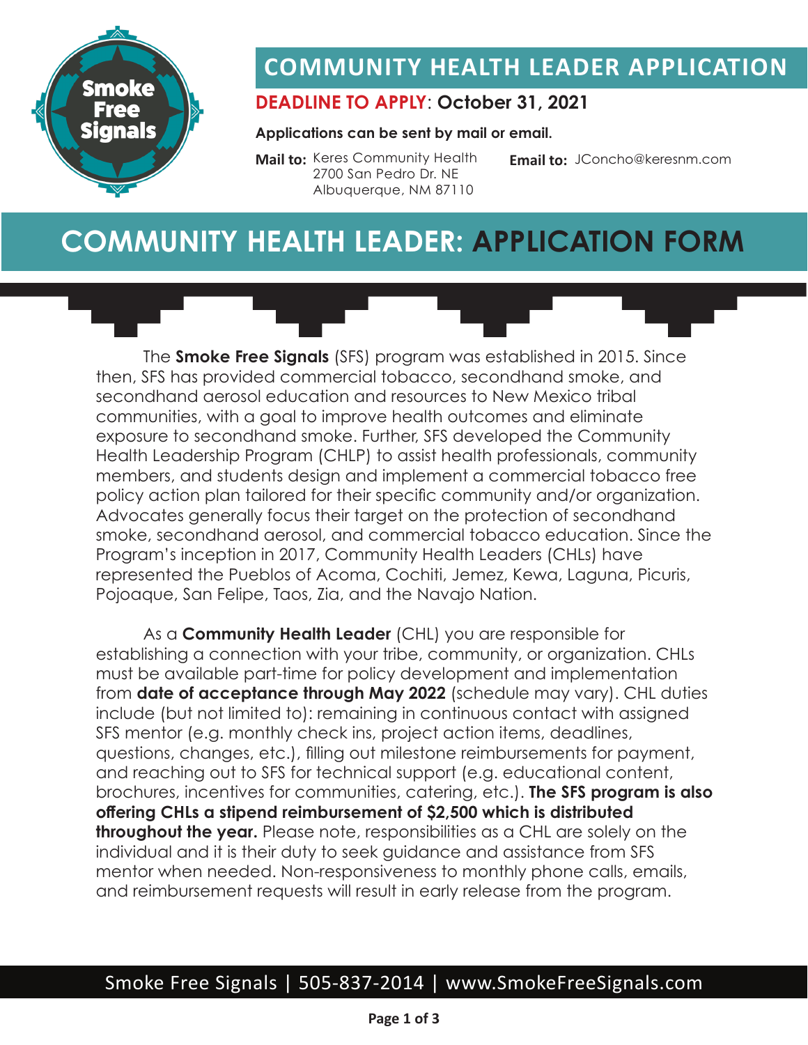Smoke Free Signals

# COMMUNITY HEALTH LEADER APPLICATION

**DEADLINE TO APPLY**: **October 31, 2021**

**Applications can be sent by mail or email.**

**Mail to:** Keres Community Health
2700 San Pedro Dr. NE
Albuquerque, NM 87110

**Email to:** JConcho@keresnm.com

## COMMUNITY HEALTH LEADER: APPLICATION FORM

The **Smoke Free Signals** (SFS) program was established in 2015. Since then, SFS has provided commercial tobacco, secondhand smoke, and secondhand aerosol education and resources to New Mexico tribal communities, with a goal to improve health outcomes and eliminate exposure to secondhand smoke. Further, SFS developed the Community Health Leadership Program (CHLP) to assist health professionals, community members, and students design and implement a commercial tobacco free policy action plan tailored for their specific community and/or organization. Advocates generally focus their target on the protection of secondhand smoke, secondhand aerosol, and commercial tobacco education. Since the Program's inception in 2017, Community Health Leaders (CHLs) have represented the Pueblos of Acoma, Cochiti, Jemez, Kewa, Laguna, Picuris, Pojoaque, San Felipe, Taos, Zia, and the Navajo Nation.

As a **Community Health Leader** (CHL) you are responsible for establishing a connection with your tribe, community, or organization. CHLs must be available part-time for policy development and implementation from **date of acceptance through May 2022** (schedule may vary). CHL duties include (but not limited to): remaining in continuous contact with assigned SFS mentor (e.g. monthly check ins, project action items, deadlines, questions, changes, etc.), filling out milestone reimbursements for payment, and reaching out to SFS for technical support (e.g. educational content, brochures, incentives for communities, catering, etc.). **The SFS program is also offering CHLs a stipend reimbursement of $2,500 which is distributed throughout the year.** Please note, responsibilities as a CHL are solely on the individual and it is their duty to seek guidance and assistance from SFS mentor when needed. Non-responsiveness to monthly phone calls, emails, and reimbursement requests will result in early release from the program.

Smoke Free Signals | 505-837-2014 | www.SmokeFreeSignals.com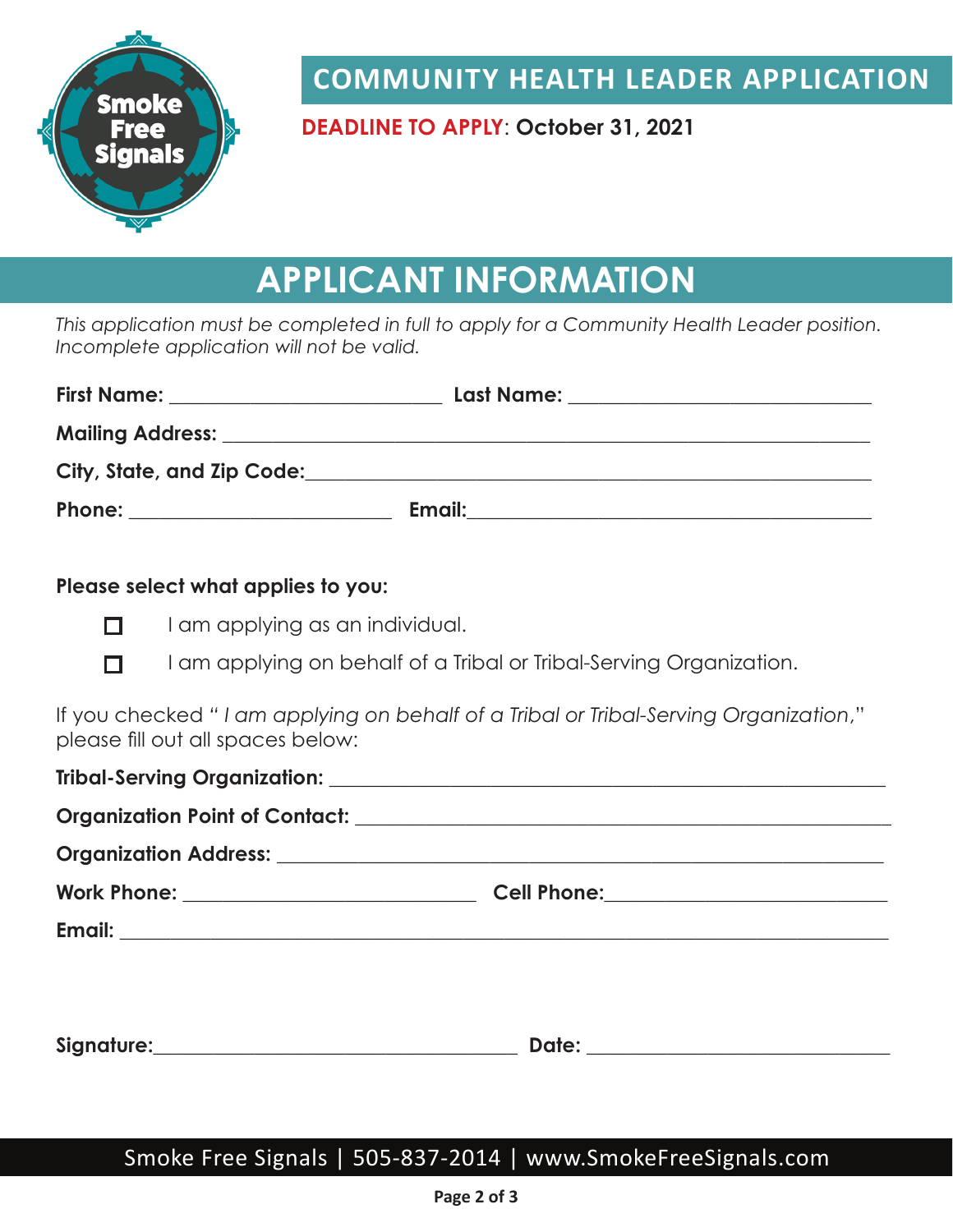# COMMUNITY HEALTH LEADER APPLICATION

**DEADLINE TO APPLY**: **October 31, 2021**

## APPLICANT INFORMATION

*This application must be completed in full to apply for a Community Health Leader position. Incomplete application will not be valid.*

**First Name:** ________________________ **Last Name:** ____________________________

**Mailing Address:** ______________________________________________________________

**City, State, and Zip Code:**______________________________________________________

**Phone:** ________________________ **Email:**____________________________________

**Please select what applies to you:**

- ☐ I am applying as an individual.
- ☐ I am applying on behalf of a Tribal or Tribal-Serving Organization.

If you checked " *I am applying on behalf of a Tribal or Tribal-Serving Organization*," please fill out all spaces below:

**Tribal-Serving Organization:** ____________________________________________________

**Organization Point of Contact:** __________________________________________________

**Organization Address:** _________________________________________________________

**Work Phone:** ___________________________ **Cell Phone:**__________________________

**Email:** ______________________________________________________________________

**Signature:**___________________________________ **Date:** ____________________________

Smoke Free Signals | 505-837-2014 | www.SmokeFreeSignals.com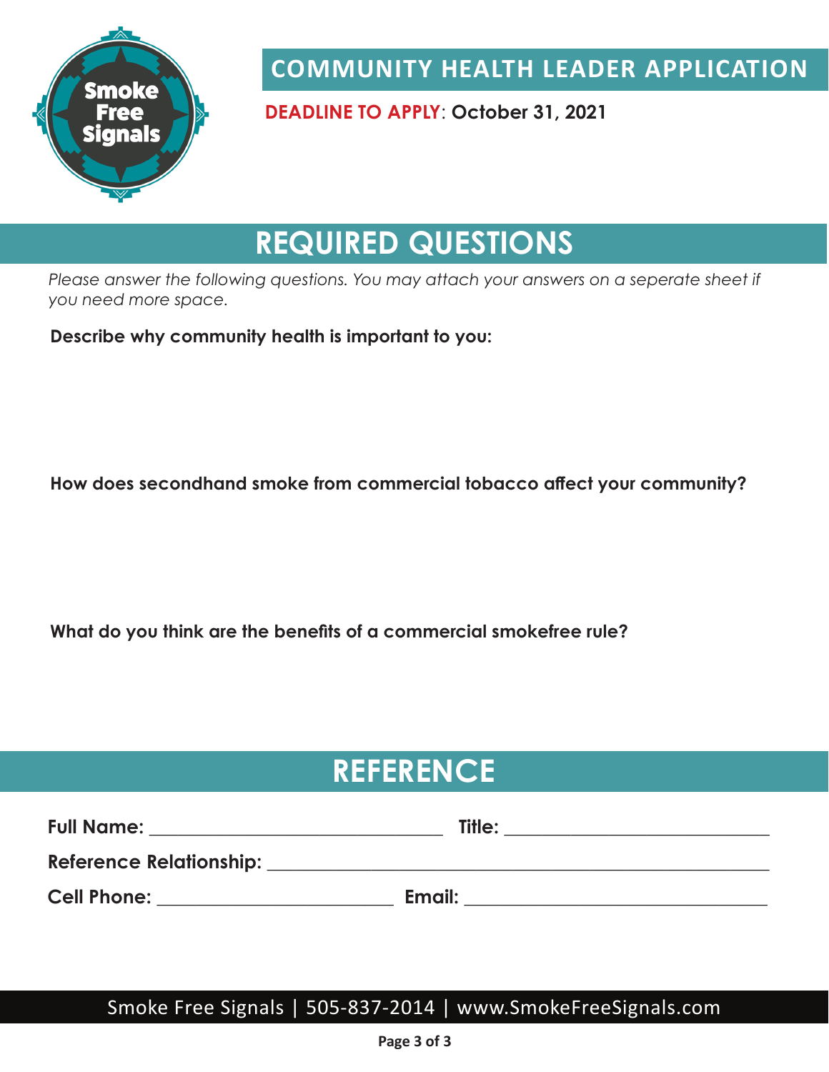Smoke Free Signals

# COMMUNITY HEALTH LEADER APPLICATION

**DEADLINE TO APPLY**: **October 31, 2021**

## REQUIRED QUESTIONS

*Please answer the following questions. You may attach your answers on a seperate sheet if you need more space.*

**Describe why community health is important to you:**

**How does secondhand smoke from commercial tobacco affect your community?**

**What do you think are the benefits of a commercial smokefree rule?**

## REFERENCE

**Full Name:** ______________________________ **Title:** ___________________________

**Reference Relationship:** ________________________________________________________

**Cell Phone:** ________________________ **Email:** _______________________________

Smoke Free Signals | 505-837-2014 | www.SmokeFreeSignals.com